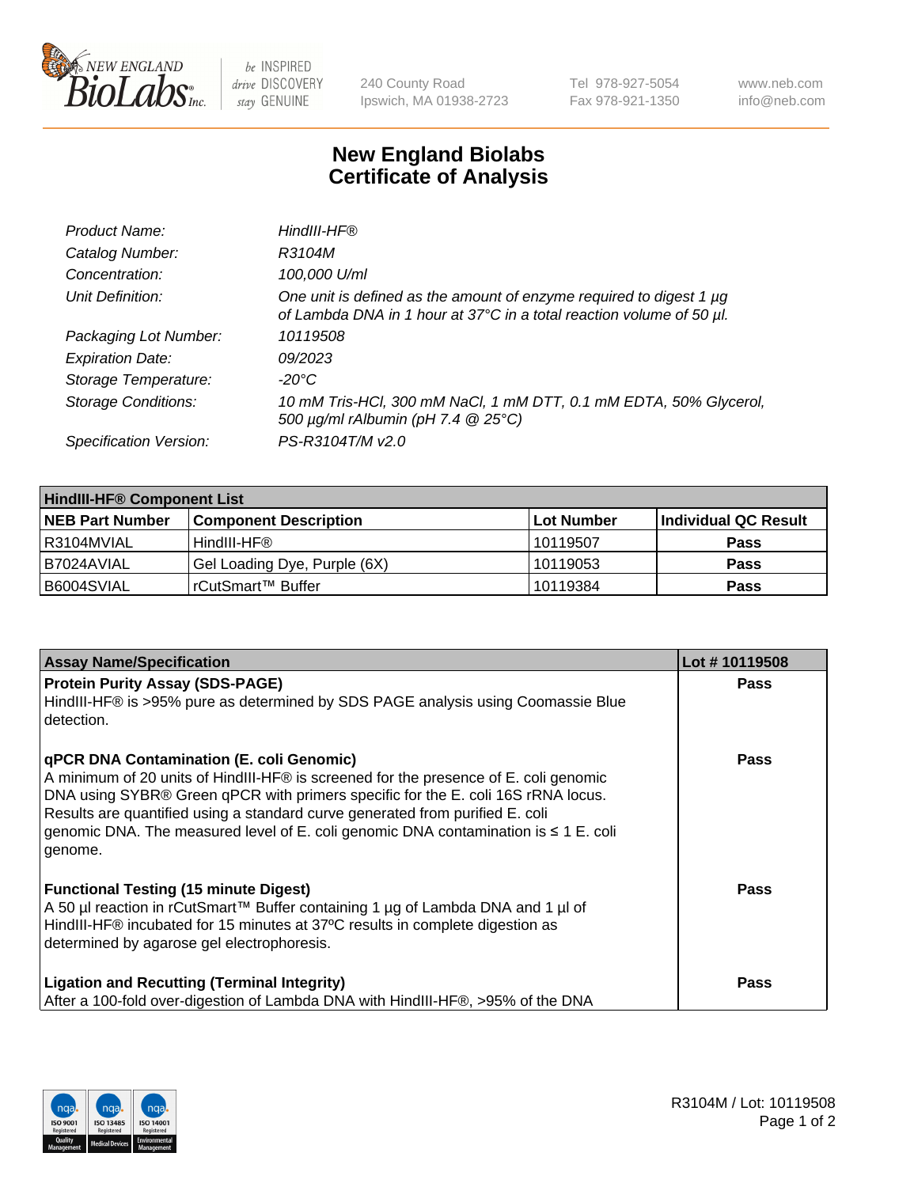# New England Biolabs Certificate of Analysis

| | |
|---|---|
| *Product Name:* | *HindIII-HF®* |
| *Catalog Number:* | *R3104M* |
| *Concentration:* | *100,000 U/ml* |
| *Unit Definition:* | *One unit is defined as the amount of enzyme required to digest 1 µg of Lambda DNA in 1 hour at 37°C in a total reaction volume of 50 µl.* |
| *Packaging Lot Number:* | *10119508* |
| *Expiration Date:* | *09/2023* |
| *Storage Temperature:* | *-20°C* |
| *Storage Conditions:* | *10 mM Tris-HCl, 300 mM NaCl, 1 mM DTT, 0.1 mM EDTA, 50% Glycerol, 500 µg/ml rAlbumin (pH 7.4 @ 25°C)* |
| *Specification Version:* | *PS-R3104T/M v2.0* |

| **HindIII-HF® Component List** | | | |
|---|---|---|---|
| **NEB Part Number** | **Component Description** | **Lot Number** | **Individual QC Result** |
| R3104MVIAL | HindIII-HF® | 10119507 | **Pass** |
| B7024AVIAL | Gel Loading Dye, Purple (6X) | 10119053 | **Pass** |
| B6004SVIAL | rCutSmart™ Buffer | 10119384 | **Pass** |

| **Assay Name/Specification** | **Lot # 10119508** |
|---|---|
| **Protein Purity Assay (SDS-PAGE)**<br>HindIII-HF® is >95% pure as determined by SDS PAGE analysis using Coomassie Blue detection. | **Pass** |
| **qPCR DNA Contamination (E. coli Genomic)**<br>A minimum of 20 units of HindIII-HF® is screened for the presence of E. coli genomic DNA using SYBR® Green qPCR with primers specific for the E. coli 16S rRNA locus. Results are quantified using a standard curve generated from purified E. coli genomic DNA. The measured level of E. coli genomic DNA contamination is ≤ 1 E. coli genome. | **Pass** |
| **Functional Testing (15 minute Digest)**<br>A 50 µl reaction in rCutSmart™ Buffer containing 1 µg of Lambda DNA and 1 µl of HindIII-HF® incubated for 15 minutes at 37ºC results in complete digestion as determined by agarose gel electrophoresis. | **Pass** |
| **Ligation and Recutting (Terminal Integrity)**<br>After a 100-fold over-digestion of Lambda DNA with HindIII-HF®, >95% of the DNA | **Pass** |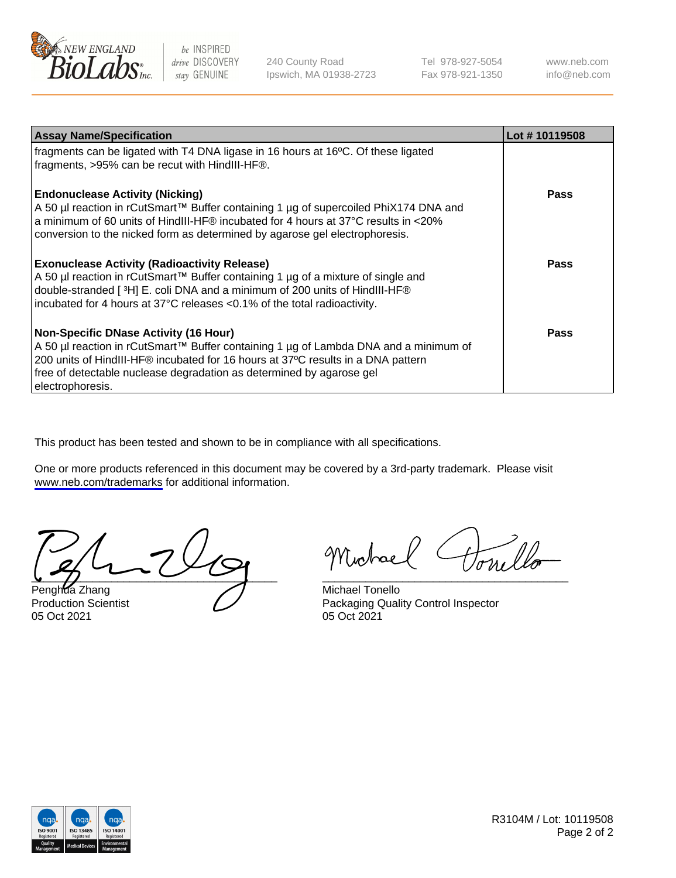| Assay Name/Specification | Lot # 10119508 |
| --- | --- |
| fragments can be ligated with T4 DNA ligase in 16 hours at 16ºC. Of these ligated fragments, >95% can be recut with HindIII-HF®. | |
| **Endonuclease Activity (Nicking)**<br>A 50 µl reaction in rCutSmart™ Buffer containing 1 µg of supercoiled PhiX174 DNA and a minimum of 60 units of HindIII-HF® incubated for 4 hours at 37°C results in <20% conversion to the nicked form as determined by agarose gel electrophoresis. | **Pass** |
| **Exonuclease Activity (Radioactivity Release)**<br>A 50 µl reaction in rCutSmart™ Buffer containing 1 µg of a mixture of single and double-stranded [ $^3$H] E. coli DNA and a minimum of 200 units of HindIII-HF® incubated for 4 hours at 37°C releases <0.1% of the total radioactivity. | **Pass** |
| **Non-Specific DNase Activity (16 Hour)**<br>A 50 µl reaction in rCutSmart™ Buffer containing 1 µg of Lambda DNA and a minimum of 200 units of HindIII-HF® incubated for 16 hours at 37ºC results in a DNA pattern free of detectable nuclease degradation as determined by agarose gel electrophoresis. | **Pass** |

This product has been tested and shown to be in compliance with all specifications.

One or more products referenced in this document may be covered by a 3rd-party trademark. Please visit www.neb.com/trademarks for additional information.

Penghua Zhang
Production Scientist
05 Oct 2021

Michael Tonello
Packaging Quality Control Inspector
05 Oct 2021

R3104M / Lot: 10119508